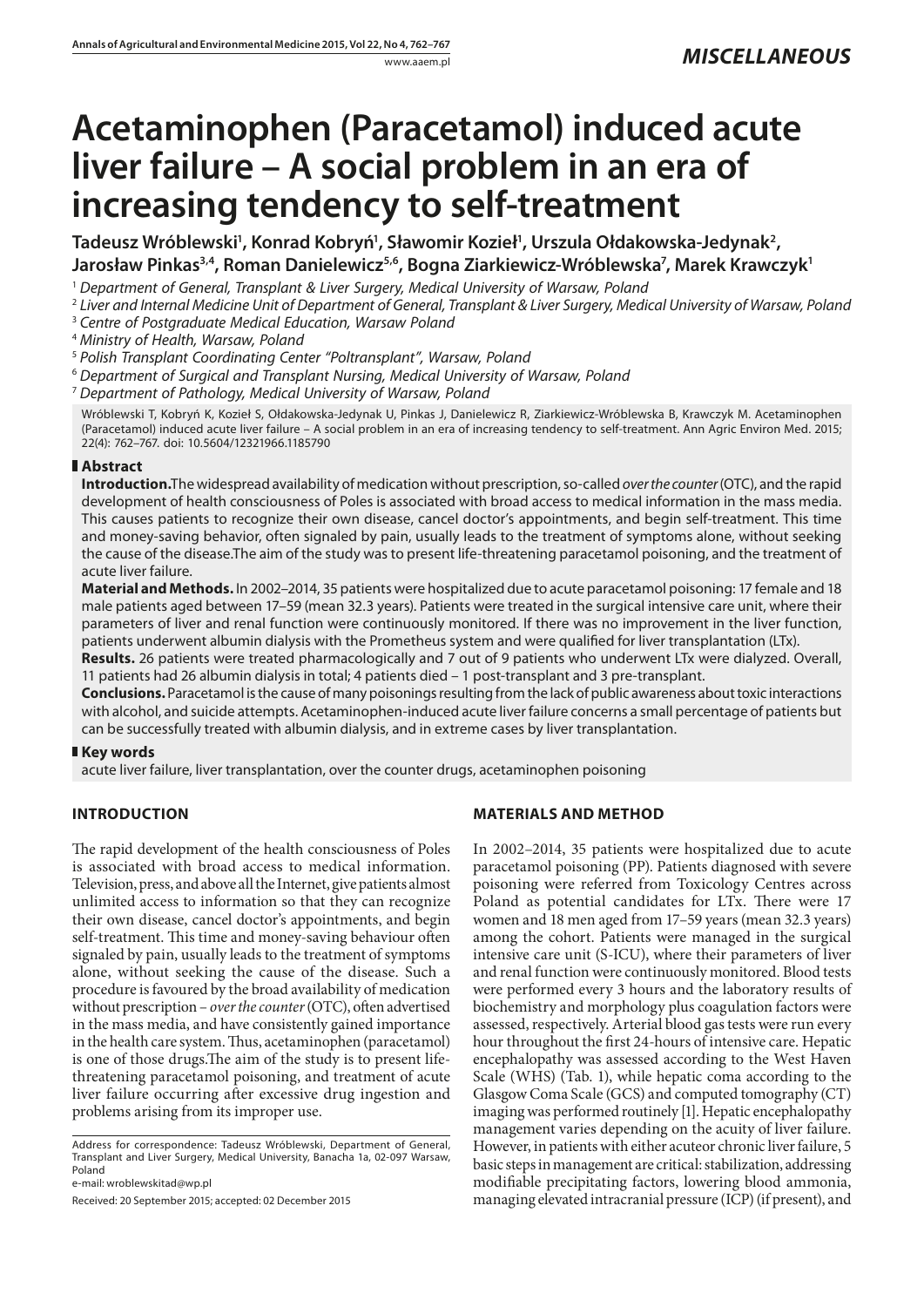*MISCELLANEOUS*

# Acetaminophen (Paracetamol) induced acute liver failure – A social problem in an era of increasing tendency to self-treatment

**Tadeusz Wróblewski[1], Konrad Kobryń[1], Sławomir Kozieł[1], Urszula Ołdakowska-Jedynak[2], Jarosław Pinkas[3,4], Roman Danielewicz[5,6], Bogna Ziarkiewicz-Wróblewska[7], Marek Krawczyk[1]**

[1] *Department of General, Transplant & Liver Surgery, Medical University of Warsaw, Poland*
[2] *Liver and Internal Medicine Unit of Department of General, Transplant & Liver Surgery, Medical University of Warsaw, Poland*
[3] *Centre of Postgraduate Medical Education, Warsaw Poland*
[4] *Ministry of Health, Warsaw, Poland*
[5] *Polish Transplant Coordinating Center "Poltransplant", Warsaw, Poland*
[6] *Department of Surgical and Transplant Nursing, Medical University of Warsaw, Poland*
[7] *Department of Pathology, Medical University of Warsaw, Poland*

Wróblewski T, Kobryń K, Kozieł S, Ołdakowska-Jedynak U, Pinkas J, Danielewicz R, Ziarkiewicz-Wróblewska B, Krawczyk M. Acetaminophen (Paracetamol) induced acute liver failure – A social problem in an era of increasing tendency to self-treatment. Ann Agric Environ Med. 2015; 22(4): 762–767. doi: 10.5604/12321966.1185790

## Abstract

**Introduction.** The widespread availability of medication without prescription, so-called *over the counter* (OTC), and the rapid development of health consciousness of Poles is associated with broad access to medical information in the mass media. This causes patients to recognize their own disease, cancel doctor's appointments, and begin self-treatment. This time and money-saving behavior, often signaled by pain, usually leads to the treatment of symptoms alone, without seeking the cause of the disease. The aim of the study was to present life-threatening paracetamol poisoning, and the treatment of acute liver failure.

**Material and Methods.** In 2002–2014, 35 patients were hospitalized due to acute paracetamol poisoning: 17 female and 18 male patients aged between 17–59 (mean 32.3 years). Patients were treated in the surgical intensive care unit, where their parameters of liver and renal function were continuously monitored. If there was no improvement in the liver function, patients underwent albumin dialysis with the Prometheus system and were qualified for liver transplantation (LTx).

**Results.** 26 patients were treated pharmacologically and 7 out of 9 patients who underwent LTx were dialyzed. Overall, 11 patients had 26 albumin dialysis in total; 4 patients died – 1 post-transplant and 3 pre-transplant.

**Conclusions.** Paracetamol is the cause of many poisonings resulting from the lack of public awareness about toxic interactions with alcohol, and suicide attempts. Acetaminophen-induced acute liver failure concerns a small percentage of patients but can be successfully treated with albumin dialysis, and in extreme cases by liver transplantation.

## Key words

acute liver failure, liver transplantation, over the counter drugs, acetaminophen poisoning

## INTRODUCTION

The rapid development of the health consciousness of Poles is associated with broad access to medical information. Television, press, and above all the Internet, give patients almost unlimited access to information so that they can recognize their own disease, cancel doctor's appointments, and begin self-treatment. This time and money-saving behaviour often signaled by pain, usually leads to the treatment of symptoms alone, without seeking the cause of the disease. Such a procedure is favoured by the broad availability of medication without prescription – *over the counter* (OTC), often advertised in the mass media, and have consistently gained importance in the health care system. Thus, acetaminophen (paracetamol) is one of those drugs. The aim of the study is to present life-threatening paracetamol poisoning, and treatment of acute liver failure occurring after excessive drug ingestion and problems arising from its improper use.

## MATERIALS AND METHOD

In 2002–2014, 35 patients were hospitalized due to acute paracetamol poisoning (PP). Patients diagnosed with severe poisoning were referred from Toxicology Centres across Poland as potential candidates for LTx. There were 17 women and 18 men aged from 17–59 years (mean 32.3 years) among the cohort. Patients were managed in the surgical intensive care unit (S-ICU), where their parameters of liver and renal function were continuously monitored. Blood tests were performed every 3 hours and the laboratory results of biochemistry and morphology plus coagulation factors were assessed, respectively. Arterial blood gas tests were run every hour throughout the first 24-hours of intensive care. Hepatic encephalopathy was assessed according to the West Haven Scale (WHS) (Tab. 1), while hepatic coma according to the Glasgow Coma Scale (GCS) and computed tomography (CT) imaging was performed routinely [1]. Hepatic encephalopathy management varies depending on the acuity of liver failure. However, in patients with either acute or chronic liver failure, 5 basic steps in management are critical: stabilization, addressing modifiable precipitating factors, lowering blood ammonia, managing elevated intracranial pressure (ICP) (if present), and

Address for correspondence: Tadeusz Wróblewski, Department of General, Transplant and Liver Surgery, Medical University, Banacha 1a, 02-097 Warsaw, Poland
e-mail: wroblewskitad@wp.pl

Received: 20 September 2015; accepted: 02 December 2015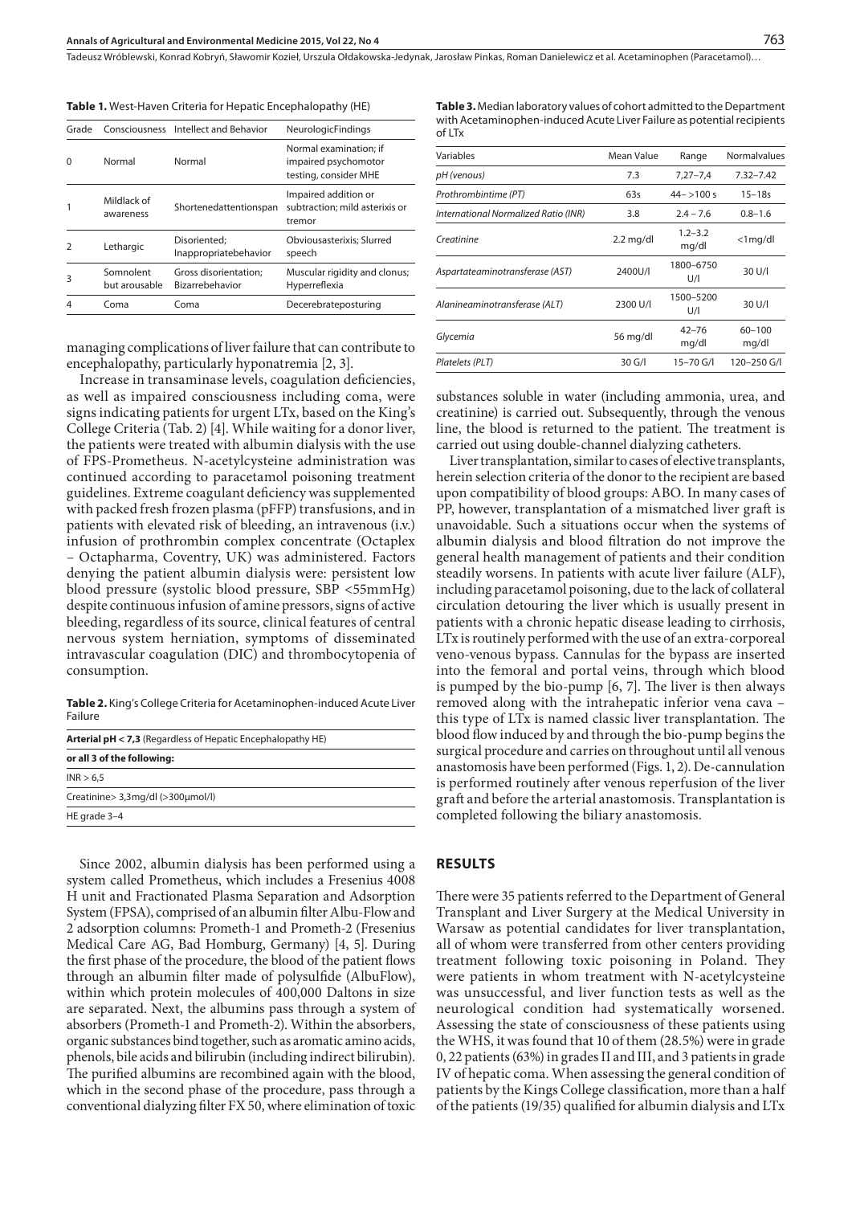**Table 1.** West-Haven Criteria for Hepatic Encephalopathy (HE)

| Grade | Consciousness | Intellect and Behavior | NeurologicFindings |
|---|---|---|---|
| 0 | Normal | Normal | Normal examination; if impaired psychomotor testing, consider MHE |
| 1 | Mildlack of awareness | Shortenedattentionspan | Impaired addition or subtraction; mild asterixis or tremor |
| 2 | Lethargic | Disoriented; Inappropriatebehavior | Obviousasterixis; Slurred speech |
| 3 | Somnolent but arousable | Gross disorientation; Bizarrebehavior | Muscular rigidity and clonus; Hyperreflexia |
| 4 | Coma | Coma | Decerebrateposturing |

managing complications of liver failure that can contribute to encephalopathy, particularly hyponatremia [2, 3].

Increase in transaminase levels, coagulation deficiencies, as well as impaired consciousness including coma, were signs indicating patients for urgent LTx, based on the King's College Criteria (Tab. 2) [4]. While waiting for a donor liver, the patients were treated with albumin dialysis with the use of FPS-Prometheus. N-acetylcysteine administration was continued according to paracetamol poisoning treatment guidelines. Extreme coagulant deficiency was supplemented with packed fresh frozen plasma (pFFP) transfusions, and in patients with elevated risk of bleeding, an intravenous (i.v.) infusion of prothrombin complex concentrate (Octaplex – Octapharma, Coventry, UK) was administered. Factors denying the patient albumin dialysis were: persistent low blood pressure (systolic blood pressure, SBP <55mmHg) despite continuous infusion of amine pressors, signs of active bleeding, regardless of its source, clinical features of central nervous system herniation, symptoms of disseminated intravascular coagulation (DIC) and thrombocytopenia of consumption.

**Table 2.** King's College Criteria for Acetaminophen-induced Acute Liver Failure

| **Arterial pH < 7,3** (Regardless of Hepatic Encephalopathy HE) |
|---|
| **or all 3 of the following:** |
| INR > 6,5 |
| Creatinine> 3,3mg/dl (>300µmol/l) |
| HE grade 3–4 |

Since 2002, albumin dialysis has been performed using a system called Prometheus, which includes a Fresenius 4008 H unit and Fractionated Plasma Separation and Adsorption System (FPSA), comprised of an albumin filter Albu-Flow and 2 adsorption columns: Prometh-1 and Prometh-2 (Fresenius Medical Care AG, Bad Homburg, Germany) [4, 5]. During the first phase of the procedure, the blood of the patient flows through an albumin filter made of polysulfide (AlbuFlow), within which protein molecules of 400,000 Daltons in size are separated. Next, the albumins pass through a system of absorbers (Prometh-1 and Prometh-2). Within the absorbers, organic substances bind together, such as aromatic amino acids, phenols, bile acids and bilirubin (including indirect bilirubin). The purified albumins are recombined again with the blood, which in the second phase of the procedure, pass through a conventional dialyzing filter FX 50, where elimination of toxic

**Table 3.** Median laboratory values of cohort admitted to the Department with Acetaminophen-induced Acute Liver Failure as potential recipients of LTx

| Variables | Mean Value | Range | Normalvalues |
|---|---|---|---|
| *pH (venous)* | 7.3 | 7,27–7,4 | 7.32–7.42 |
| *Prothrombintime (PT)* | 63s | 44– >100 s | 15–18s |
| *International Normalized Ratio (INR)* | 3.8 | 2.4 – 7.6 | 0.8–1.6 |
| *Creatinine* | 2.2 mg/dl | 1.2–3.2 mg/dl | <1mg/dl |
| *Aspartateaminotransferase (AST)* | 2400U/l | 1800–6750 U/l | 30 U/l |
| *Alanineaminotransferase (ALT)* | 2300 U/l | 1500–5200 U/l | 30 U/l |
| *Glycemia* | 56 mg/dl | 42–76 mg/dl | 60–100 mg/dl |
| *Platelets (PLT)* | 30 G/l | 15–70 G/l | 120–250 G/l |

substances soluble in water (including ammonia, urea, and creatinine) is carried out. Subsequently, through the venous line, the blood is returned to the patient. The treatment is carried out using double-channel dialyzing catheters.

Liver transplantation, similar to cases of elective transplants, herein selection criteria of the donor to the recipient are based upon compatibility of blood groups: ABO. In many cases of PP, however, transplantation of a mismatched liver graft is unavoidable. Such a situations occur when the systems of albumin dialysis and blood filtration do not improve the general health management of patients and their condition steadily worsens. In patients with acute liver failure (ALF), including paracetamol poisoning, due to the lack of collateral circulation detouring the liver which is usually present in patients with a chronic hepatic disease leading to cirrhosis, LTx is routinely performed with the use of an extra-corporeal veno-venous bypass. Cannulas for the bypass are inserted into the femoral and portal veins, through which blood is pumped by the bio-pump [6, 7]. The liver is then always removed along with the intrahepatic inferior vena cava – this type of LTx is named classic liver transplantation. The blood flow induced by and through the bio-pump begins the surgical procedure and carries on throughout until all venous anastomosis have been performed (Figs. 1, 2). De-cannulation is performed routinely after venous reperfusion of the liver graft and before the arterial anastomosis. Transplantation is completed following the biliary anastomosis.

## RESULTS

There were 35 patients referred to the Department of General Transplant and Liver Surgery at the Medical University in Warsaw as potential candidates for liver transplantation, all of whom were transferred from other centers providing treatment following toxic poisoning in Poland. They were patients in whom treatment with N-acetylcysteine was unsuccessful, and liver function tests as well as the neurological condition had systematically worsened. Assessing the state of consciousness of these patients using the WHS, it was found that 10 of them (28.5%) were in grade 0, 22 patients (63%) in grades II and III, and 3 patients in grade IV of hepatic coma. When assessing the general condition of patients by the Kings College classification, more than a half of the patients (19/35) qualified for albumin dialysis and LTx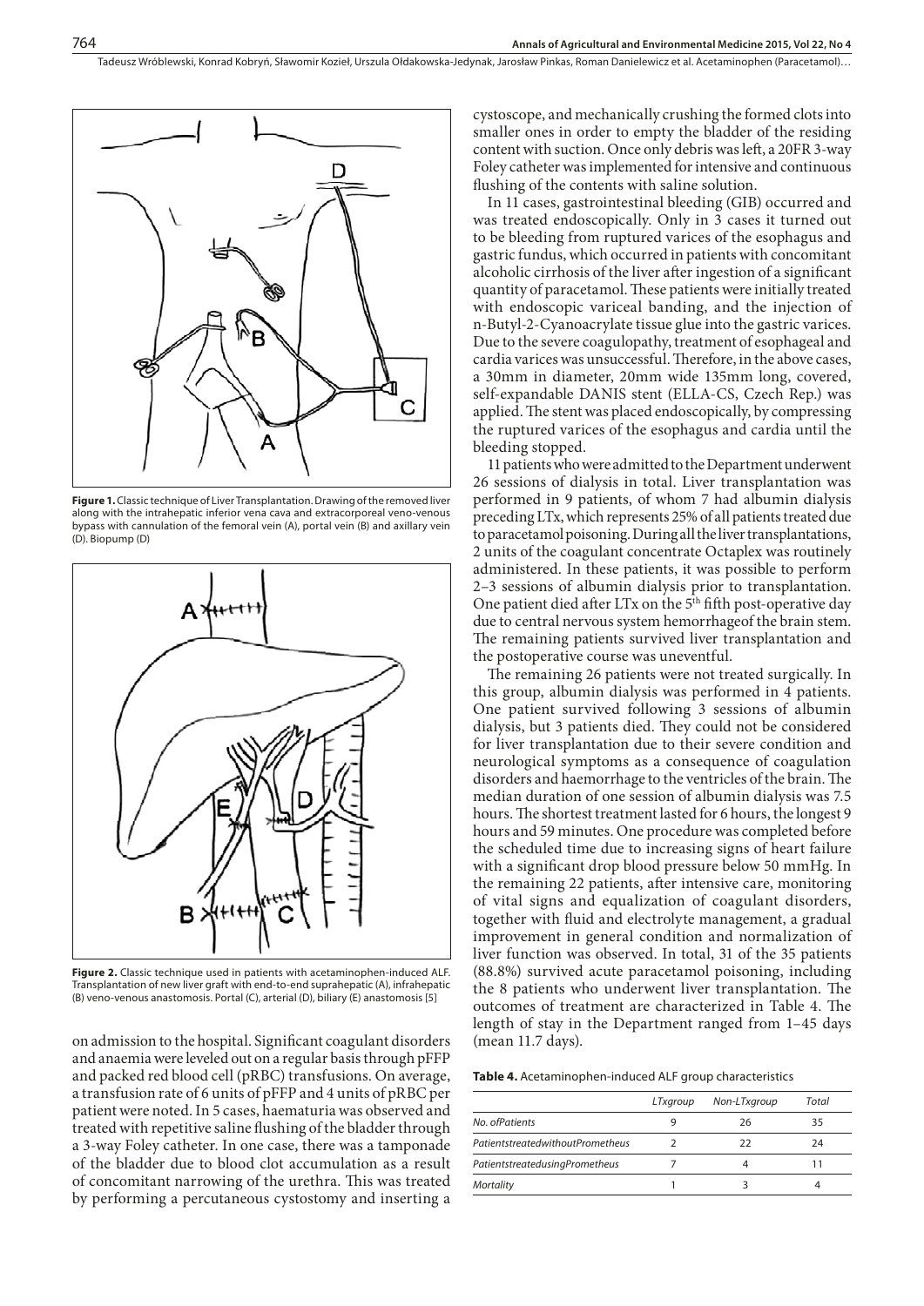**Figure 1.** Classic technique of Liver Transplantation. Drawing of the removed liver along with the intrahepatic inferior vena cava and extracorporeal veno-venous bypass with cannulation of the femoral vein (A), portal vein (B) and axillary vein (D). Biopump (D)

**Figure 2.** Classic technique used in patients with acetaminophen-induced ALF. Transplantation of new liver graft with end-to-end suprahepatic (A), infrahepatic (B) veno-venous anastomosis. Portal (C), arterial (D), biliary (E) anastomosis [5]

on admission to the hospital. Significant coagulant disorders and anaemia were leveled out on a regular basis through pFFP and packed red blood cell (pRBC) transfusions. On average, a transfusion rate of 6 units of pFFP and 4 units of pRBC per patient were noted. In 5 cases, haematuria was observed and treated with repetitive saline flushing of the bladder through a 3-way Foley catheter. In one case, there was a tamponade of the bladder due to blood clot accumulation as a result of concomitant narrowing of the urethra. This was treated by performing a percutaneous cystostomy and inserting a cystoscope, and mechanically crushing the formed clots into smaller ones in order to empty the bladder of the residing content with suction. Once only debris was left, a 20FR 3-way Foley catheter was implemented for intensive and continuous flushing of the contents with saline solution.

In 11 cases, gastrointestinal bleeding (GIB) occurred and was treated endoscopically. Only in 3 cases it turned out to be bleeding from ruptured varices of the esophagus and gastric fundus, which occurred in patients with concomitant alcoholic cirrhosis of the liver after ingestion of a significant quantity of paracetamol. These patients were initially treated with endoscopic variceal banding, and the injection of n-Butyl-2-Cyanoacrylate tissue glue into the gastric varices. Due to the severe coagulopathy, treatment of esophageal and cardia varices was unsuccessful. Therefore, in the above cases, a 30mm in diameter, 20mm wide 135mm long, covered, self-expandable DANIS stent (ELLA-CS, Czech Rep.) was applied. The stent was placed endoscopically, by compressing the ruptured varices of the esophagus and cardia until the bleeding stopped.

11 patients who were admitted to the Department underwent 26 sessions of dialysis in total. Liver transplantation was performed in 9 patients, of whom 7 had albumin dialysis preceding LTx, which represents 25% of all patients treated due to paracetamol poisoning. During all the liver transplantations, 2 units of the coagulant concentrate Octaplex was routinely administered. In these patients, it was possible to perform 2–3 sessions of albumin dialysis prior to transplantation. One patient died after LTx on the 5th fifth post-operative day due to central nervous system hemorrhageof the brain stem. The remaining patients survived liver transplantation and the postoperative course was uneventful.

The remaining 26 patients were not treated surgically. In this group, albumin dialysis was performed in 4 patients. One patient survived following 3 sessions of albumin dialysis, but 3 patients died. They could not be considered for liver transplantation due to their severe condition and neurological symptoms as a consequence of coagulation disorders and haemorrhage to the ventricles of the brain. The median duration of one session of albumin dialysis was 7.5 hours. The shortest treatment lasted for 6 hours, the longest 9 hours and 59 minutes. One procedure was completed before the scheduled time due to increasing signs of heart failure with a significant drop blood pressure below 50 mmHg. In the remaining 22 patients, after intensive care, monitoring of vital signs and equalization of coagulant disorders, together with fluid and electrolyte management, a gradual improvement in general condition and normalization of liver function was observed. In total, 31 of the 35 patients (88.8%) survived acute paracetamol poisoning, including the 8 patients who underwent liver transplantation. The outcomes of treatment are characterized in Table 4. The length of stay in the Department ranged from 1–45 days (mean 11.7 days).

**Table 4.** Acetaminophen-induced ALF group characteristics

| | LTxgroup | Non-LTxgroup | Total |
|---|---|---|---|
| No. ofPatients | 9 | 26 | 35 |
| PatientstreatedwithoutPrometheus | 2 | 22 | 24 |
| PatientstreatedusingPrometheus | 7 | 4 | 11 |
| Mortality | 1 | 3 | 4 |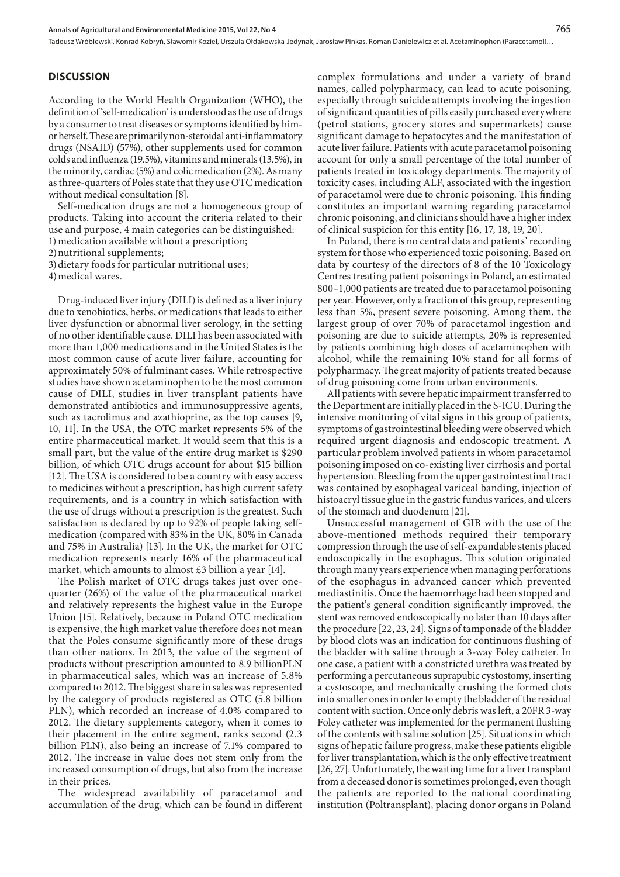## DISCUSSION

According to the World Health Organization (WHO), the definition of 'self-medication' is understood as the use of drugs by a consumer to treat diseases or symptoms identified by him- or herself. These are primarily non-steroidal anti-inflammatory drugs (NSAID) (57%), other supplements used for common colds and influenza (19.5%), vitamins and minerals (13.5%), in the minority, cardiac (5%) and colic medication (2%). As many as three-quarters of Poles state that they use OTC medication without medical consultation [8].

Self-medication drugs are not a homogeneous group of products. Taking into account the criteria related to their use and purpose, 4 main categories can be distinguished:

1) medication available without a prescription;
2) nutritional supplements;
3) dietary foods for particular nutritional uses;
4) medical wares.

Drug-induced liver injury (DILI) is defined as a liver injury due to xenobiotics, herbs, or medications that leads to either liver dysfunction or abnormal liver serology, in the setting of no other identifiable cause. DILI has been associated with more than 1,000 medications and in the United States is the most common cause of acute liver failure, accounting for approximately 50% of fulminant cases. While retrospective studies have shown acetaminophen to be the most common cause of DILI, studies in liver transplant patients have demonstrated antibiotics and immunosuppressive agents, such as tacrolimus and azathioprine, as the top causes [9, 10, 11]. In the USA, the OTC market represents 5% of the entire pharmaceutical market. It would seem that this is a small part, but the value of the entire drug market is $290 billion, of which OTC drugs account for about $15 billion [12]. The USA is considered to be a country with easy access to medicines without a prescription, has high current safety requirements, and is a country in which satisfaction with the use of drugs without a prescription is the greatest. Such satisfaction is declared by up to 92% of people taking self-medication (compared with 83% in the UK, 80% in Canada and 75% in Australia) [13]. In the UK, the market for OTC medication represents nearly 16% of the pharmaceutical market, which amounts to almost £3 billion a year [14].

The Polish market of OTC drugs takes just over one-quarter (26%) of the value of the pharmaceutical market and relatively represents the highest value in the Europe Union [15]. Relatively, because in Poland OTC medication is expensive, the high market value therefore does not mean that the Poles consume significantly more of these drugs than other nations. In 2013, the value of the segment of products without prescription amounted to 8.9 billionPLN in pharmaceutical sales, which was an increase of 5.8% compared to 2012. The biggest share in sales was represented by the category of products registered as OTC (5.8 billion PLN), which recorded an increase of 4.0% compared to 2012. The dietary supplements category, when it comes to their placement in the entire segment, ranks second (2.3 billion PLN), also being an increase of 7.1% compared to 2012. The increase in value does not stem only from the increased consumption of drugs, but also from the increase in their prices.

The widespread availability of paracetamol and accumulation of the drug, which can be found in different complex formulations and under a variety of brand names, called polypharmacy, can lead to acute poisoning, especially through suicide attempts involving the ingestion of significant quantities of pills easily purchased everywhere (petrol stations, grocery stores and supermarkets) cause significant damage to hepatocytes and the manifestation of acute liver failure. Patients with acute paracetamol poisoning account for only a small percentage of the total number of patients treated in toxicology departments. The majority of toxicity cases, including ALF, associated with the ingestion of paracetamol were due to chronic poisoning. This finding constitutes an important warning regarding paracetamol chronic poisoning, and clinicians should have a higher index of clinical suspicion for this entity [16, 17, 18, 19, 20].

In Poland, there is no central data and patients' recording system for those who experienced toxic poisoning. Based on data by courtesy of the directors of 8 of the 10 Toxicology Centres treating patient poisonings in Poland, an estimated 800–1,000 patients are treated due to paracetamol poisoning per year. However, only a fraction of this group, representing less than 5%, present severe poisoning. Among them, the largest group of over 70% of paracetamol ingestion and poisoning are due to suicide attempts, 20% is represented by patients combining high doses of acetaminophen with alcohol, while the remaining 10% stand for all forms of polypharmacy. The great majority of patients treated because of drug poisoning come from urban environments.

All patients with severe hepatic impairment transferred to the Department are initially placed in the S-ICU. During the intensive monitoring of vital signs in this group of patients, symptoms of gastrointestinal bleeding were observed which required urgent diagnosis and endoscopic treatment. A particular problem involved patients in whom paracetamol poisoning imposed on co-existing liver cirrhosis and portal hypertension. Bleeding from the upper gastrointestinal tract was contained by esophageal variceal banding, injection of histoacryl tissue glue in the gastric fundus varices, and ulcers of the stomach and duodenum [21].

Unsuccessful management of GIB with the use of the above-mentioned methods required their temporary compression through the use of self-expandable stents placed endoscopically in the esophagus. This solution originated through many years experience when managing perforations of the esophagus in advanced cancer which prevented mediastinitis. Once the haemorrhage had been stopped and the patient's general condition significantly improved, the stent was removed endoscopically no later than 10 days after the procedure [22, 23, 24]. Signs of tamponade of the bladder by blood clots was an indication for continuous flushing of the bladder with saline through a 3-way Foley catheter. In one case, a patient with a constricted urethra was treated by performing a percutaneous suprapubic cystostomy, inserting a cystoscope, and mechanically crushing the formed clots into smaller ones in order to empty the bladder of the residual content with suction. Once only debris was left, a 20FR 3-way Foley catheter was implemented for the permanent flushing of the contents with saline solution [25]. Situations in which signs of hepatic failure progress, make these patients eligible for liver transplantation, which is the only effective treatment [26, 27]. Unfortunately, the waiting time for a liver transplant from a deceased donor is sometimes prolonged, even though the patients are reported to the national coordinating institution (Poltransplant), placing donor organs in Poland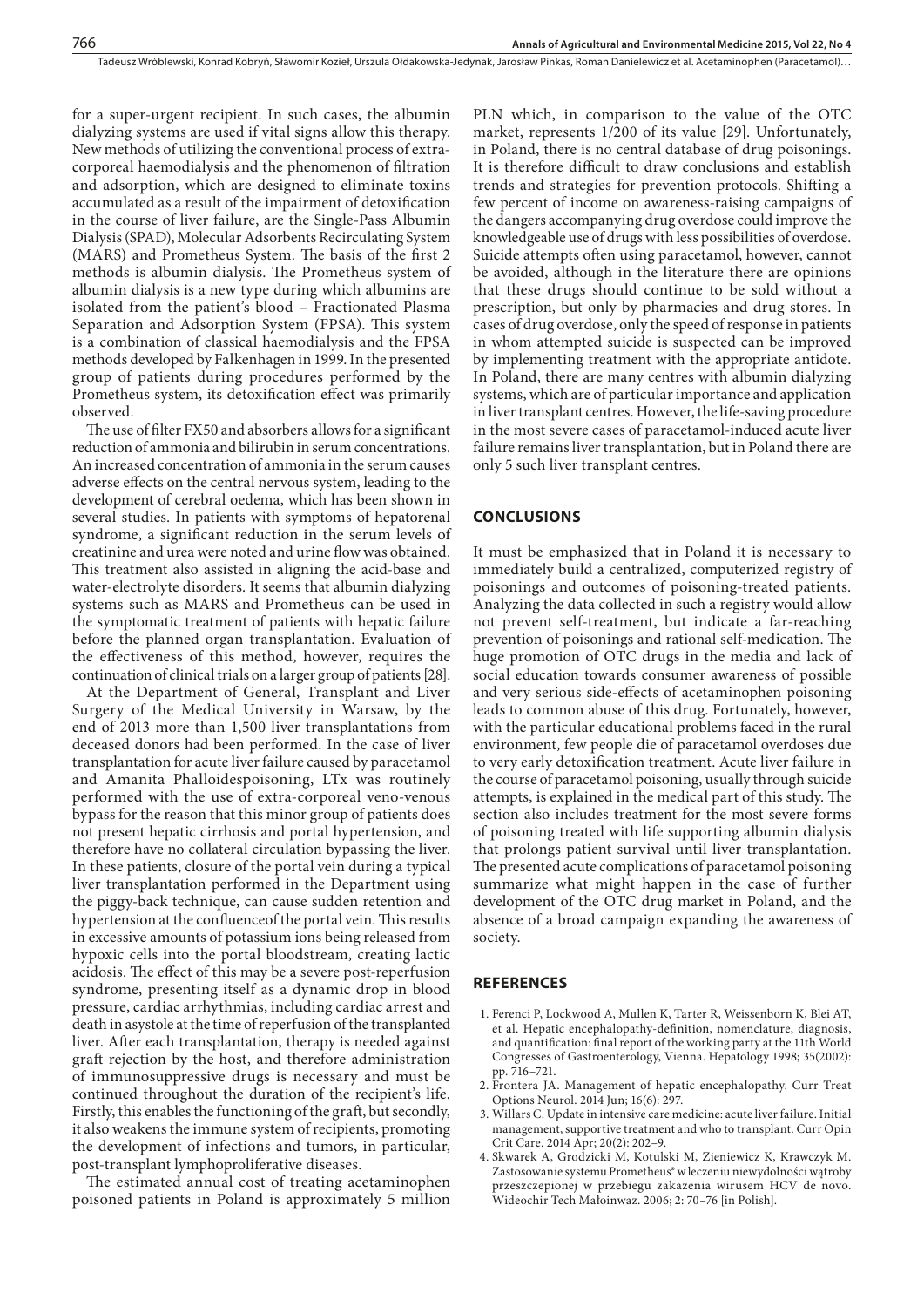for a super-urgent recipient. In such cases, the albumin dialyzing systems are used if vital signs allow this therapy. New methods of utilizing the conventional process of extra-corporeal haemodialysis and the phenomenon of filtration and adsorption, which are designed to eliminate toxins accumulated as a result of the impairment of detoxification in the course of liver failure, are the Single-Pass Albumin Dialysis (SPAD), Molecular Adsorbents Recirculating System (MARS) and Prometheus System. The basis of the first 2 methods is albumin dialysis. The Prometheus system of albumin dialysis is a new type during which albumins are isolated from the patient's blood – Fractionated Plasma Separation and Adsorption System (FPSA). This system is a combination of classical haemodialysis and the FPSA methods developed by Falkenhagen in 1999. In the presented group of patients during procedures performed by the Prometheus system, its detoxification effect was primarily observed.

The use of filter FX50 and absorbers allows for a significant reduction of ammonia and bilirubin in serum concentrations. An increased concentration of ammonia in the serum causes adverse effects on the central nervous system, leading to the development of cerebral oedema, which has been shown in several studies. In patients with symptoms of hepatorenal syndrome, a significant reduction in the serum levels of creatinine and urea were noted and urine flow was obtained. This treatment also assisted in aligning the acid-base and water-electrolyte disorders. It seems that albumin dialyzing systems such as MARS and Prometheus can be used in the symptomatic treatment of patients with hepatic failure before the planned organ transplantation. Evaluation of the effectiveness of this method, however, requires the continuation of clinical trials on a larger group of patients [28].

At the Department of General, Transplant and Liver Surgery of the Medical University in Warsaw, by the end of 2013 more than 1,500 liver transplantations from deceased donors had been performed. In the case of liver transplantation for acute liver failure caused by paracetamol and Amanita Phalloidespoisoning, LTx was routinely performed with the use of extra-corporeal veno-venous bypass for the reason that this minor group of patients does not present hepatic cirrhosis and portal hypertension, and therefore have no collateral circulation bypassing the liver. In these patients, closure of the portal vein during a typical liver transplantation performed in the Department using the piggy-back technique, can cause sudden retention and hypertension at the confluenceof the portal vein. This results in excessive amounts of potassium ions being released from hypoxic cells into the portal bloodstream, creating lactic acidosis. The effect of this may be a severe post-reperfusion syndrome, presenting itself as a dynamic drop in blood pressure, cardiac arrhythmias, including cardiac arrest and death in asystole at the time of reperfusion of the transplanted liver. After each transplantation, therapy is needed against graft rejection by the host, and therefore administration of immunosuppressive drugs is necessary and must be continued throughout the duration of the recipient's life. Firstly, this enables the functioning of the graft, but secondly, it also weakens the immune system of recipients, promoting the development of infections and tumors, in particular, post-transplant lymphoproliferative diseases.

The estimated annual cost of treating acetaminophen poisoned patients in Poland is approximately 5 million PLN which, in comparison to the value of the OTC market, represents 1/200 of its value [29]. Unfortunately, in Poland, there is no central database of drug poisonings. It is therefore difficult to draw conclusions and establish trends and strategies for prevention protocols. Shifting a few percent of income on awareness-raising campaigns of the dangers accompanying drug overdose could improve the knowledgeable use of drugs with less possibilities of overdose. Suicide attempts often using paracetamol, however, cannot be avoided, although in the literature there are opinions that these drugs should continue to be sold without a prescription, but only by pharmacies and drug stores. In cases of drug overdose, only the speed of response in patients in whom attempted suicide is suspected can be improved by implementing treatment with the appropriate antidote. In Poland, there are many centres with albumin dialyzing systems, which are of particular importance and application in liver transplant centres. However, the life-saving procedure in the most severe cases of paracetamol-induced acute liver failure remains liver transplantation, but in Poland there are only 5 such liver transplant centres.

## CONCLUSIONS

It must be emphasized that in Poland it is necessary to immediately build a centralized, computerized registry of poisonings and outcomes of poisoning-treated patients. Analyzing the data collected in such a registry would allow not prevent self-treatment, but indicate a far-reaching prevention of poisonings and rational self-medication. The huge promotion of OTC drugs in the media and lack of social education towards consumer awareness of possible and very serious side-effects of acetaminophen poisoning leads to common abuse of this drug. Fortunately, however, with the particular educational problems faced in the rural environment, few people die of paracetamol overdoses due to very early detoxification treatment. Acute liver failure in the course of paracetamol poisoning, usually through suicide attempts, is explained in the medical part of this study. The section also includes treatment for the most severe forms of poisoning treated with life supporting albumin dialysis that prolongs patient survival until liver transplantation. The presented acute complications of paracetamol poisoning summarize what might happen in the case of further development of the OTC drug market in Poland, and the absence of a broad campaign expanding the awareness of society.

## REFERENCES

1. Ferenci P, Lockwood A, Mullen K, Tarter R, Weissenborn K, Blei AT, et al. Hepatic encephalopathy-definition, nomenclature, diagnosis, and quantification: final report of the working party at the 11th World Congresses of Gastroenterology, Vienna. Hepatology 1998; 35(2002): pp. 716–721.
2. Frontera JA. Management of hepatic encephalopathy. Curr Treat Options Neurol. 2014 Jun; 16(6): 297.
3. Willars C. Update in intensive care medicine: acute liver failure. Initial management, supportive treatment and who to transplant. Curr Opin Crit Care. 2014 Apr; 20(2): 202–9.
4. Skwarek A, Grodzicki M, Kotulski M, Zieniewicz K, Krawczyk M. Zastosowanie systemu Prometheus® w leczeniu niewydolności wątroby przeszczepionej w przebiegu zakażenia wirusem HCV de novo. Wideochir Tech Małoinwaz. 2006; 2: 70–76 [in Polish].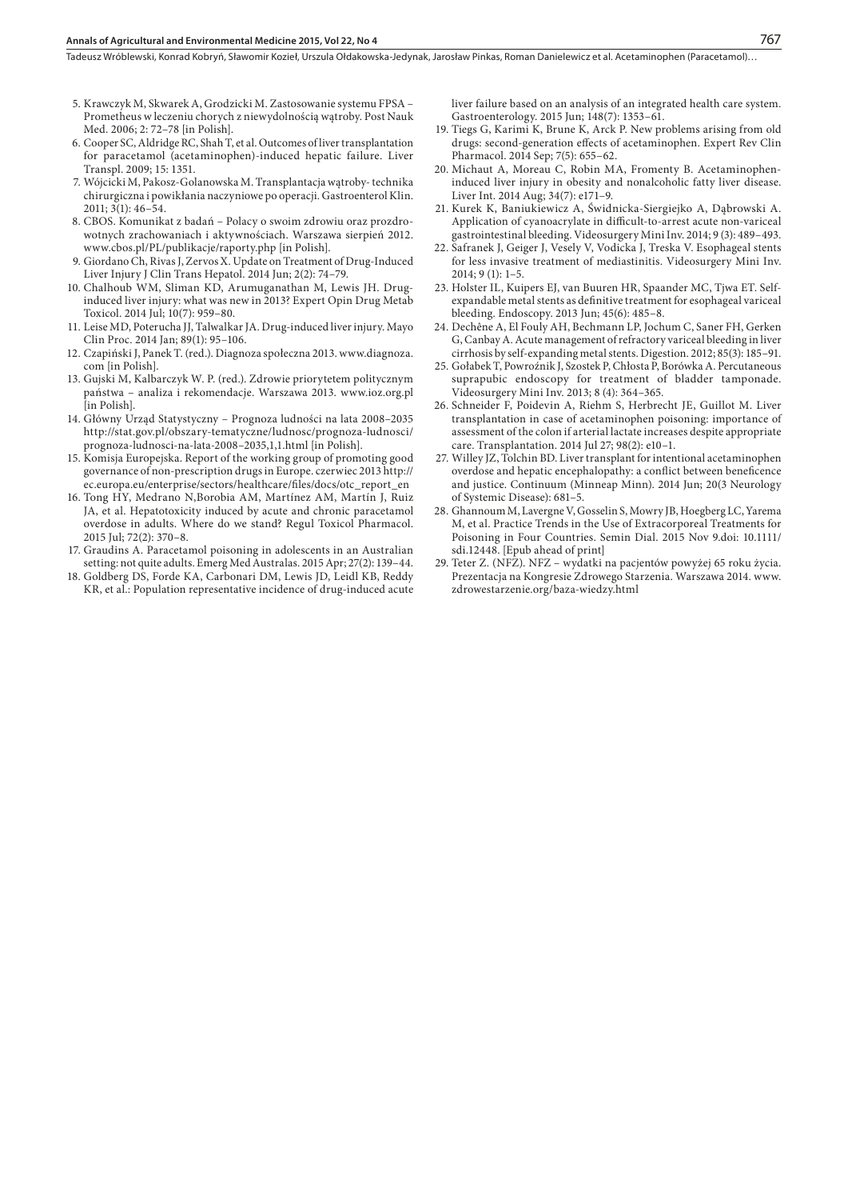5. Krawczyk M, Skwarek A, Grodzicki M. Zastosowanie systemu FPSA – Prometheus w leczeniu chorych z niewydolnością wątroby. Post Nauk Med. 2006; 2: 72–78 [in Polish].
6. Cooper SC, Aldridge RC, Shah T, et al. Outcomes of liver transplantation for paracetamol (acetaminophen)-induced hepatic failure. Liver Transpl. 2009; 15: 1351.
7. Wójcicki M, Pakosz-Golanowska M. Transplantacja wątroby- technika chirurgiczna i powikłania naczyniowe po operacji. Gastroenterol Klin. 2011; 3(1): 46–54.
8. CBOS. Komunikat z badań – Polacy o swoim zdrowiu oraz prozdrowotnych zachowaniach i aktywnościach. Warszawa sierpień 2012. www.cbos.pl/PL/publikacje/raporty.php [in Polish].
9. Giordano Ch, Rivas J, Zervos X. Update on Treatment of Drug-Induced Liver Injury J Clin Trans Hepatol. 2014 Jun; 2(2): 74–79.
10. Chalhoub WM, Sliman KD, Arumuganathan M, Lewis JH. Drug-induced liver injury: what was new in 2013? Expert Opin Drug Metab Toxicol. 2014 Jul; 10(7): 959–80.
11. Leise MD, Poterucha JJ, Talwalkar JA. Drug-induced liver injury. Mayo Clin Proc. 2014 Jan; 89(1): 95–106.
12. Czapiński J, Panek T. (red.). Diagnoza społeczna 2013. www.diagnoza.com [in Polish].
13. Gujski M, Kalbarczyk W. P. (red.). Zdrowie priorytetem politycznym państwa – analiza i rekomendacje. Warszawa 2013. www.ioz.org.pl [in Polish].
14. Główny Urząd Statystyczny – Prognoza ludności na lata 2008–2035 http://stat.gov.pl/obszary-tematyczne/ludnosc/prognoza-ludnosci/prognoza-ludnosci-na-lata-2008–2035,1,1.html [in Polish].
15. Komisja Europejska. Report of the working group of promoting good governance of non-prescription drugs in Europe. czerwiec 2013 http://ec.europa.eu/enterprise/sectors/healthcare/files/docs/otc_report_en
16. Tong HY, Medrano N,Borobia AM, Martínez AM, Martín J, Ruiz JA, et al. Hepatotoxicity induced by acute and chronic paracetamol overdose in adults. Where do we stand? Regul Toxicol Pharmacol. 2015 Jul; 72(2): 370–8.
17. Graudins A. Paracetamol poisoning in adolescents in an Australian setting: not quite adults. Emerg Med Australas. 2015 Apr; 27(2): 139–44.
18. Goldberg DS, Forde KA, Carbonari DM, Lewis JD, Leidl KB, Reddy KR, et al.: Population representative incidence of drug-induced acute liver failure based on an analysis of an integrated health care system. Gastroenterology. 2015 Jun; 148(7): 1353–61.
19. Tiegs G, Karimi K, Brune K, Arck P. New problems arising from old drugs: second-generation effects of acetaminophen. Expert Rev Clin Pharmacol. 2014 Sep; 7(5): 655–62.
20. Michaut A, Moreau C, Robin MA, Fromenty B. Acetaminophen-induced liver injury in obesity and nonalcoholic fatty liver disease. Liver Int. 2014 Aug; 34(7): e171–9.
21. Kurek K, Baniukiewicz A, Świdnicka-Siergiejko A, Dąbrowski A. Application of cyanoacrylate in difficult-to-arrest acute non-variceal gastrointestinal bleeding. Videosurgery Mini Inv. 2014; 9 (3): 489–493.
22. Safranek J, Geiger J, Vesely V, Vodicka J, Treska V. Esophageal stents for less invasive treatment of mediastinitis. Videosurgery Mini Inv. 2014; 9 (1): 1–5.
23. Holster IL, Kuipers EJ, van Buuren HR, Spaander MC, Tjwa ET. Self-expandable metal stents as definitive treatment for esophageal variceal bleeding. Endoscopy. 2013 Jun; 45(6): 485–8.
24. Dechêne A, El Fouly AH, Bechmann LP, Jochum C, Saner FH, Gerken G, Canbay A. Acute management of refractory variceal bleeding in liver cirrhosis by self-expanding metal stents. Digestion. 2012; 85(3): 185–91.
25. Gołabek T, Powroźnik J, Szostek P, Chłosta P, Borówka A. Percutaneous suprapubic endoscopy for treatment of bladder tamponade. Videosurgery Mini Inv. 2013; 8 (4): 364–365.
26. Schneider F, Poidevin A, Riehm S, Herbrecht JE, Guillot M. Liver transplantation in case of acetaminophen poisoning: importance of assessment of the colon if arterial lactate increases despite appropriate care. Transplantation. 2014 Jul 27; 98(2): e10–1.
27. Willey JZ, Tolchin BD. Liver transplant for intentional acetaminophen overdose and hepatic encephalopathy: a conflict between beneficence and justice. Continuum (Minneap Minn). 2014 Jun; 20(3 Neurology of Systemic Disease): 681–5.
28. Ghannoum M, Lavergne V, Gosselin S, Mowry JB, Hoegberg LC, Yarema M, et al. Practice Trends in the Use of Extracorporeal Treatments for Poisoning in Four Countries. Semin Dial. 2015 Nov 9.doi: 10.1111/sdi.12448. [Epub ahead of print]
29. Teter Z. (NFZ). NFZ – wydatki na pacjentów powyżej 65 roku życia. Prezentacja na Kongresie Zdrowego Starzenia. Warszawa 2014. www.zdrowestarzenie.org/baza-wiedzy.html